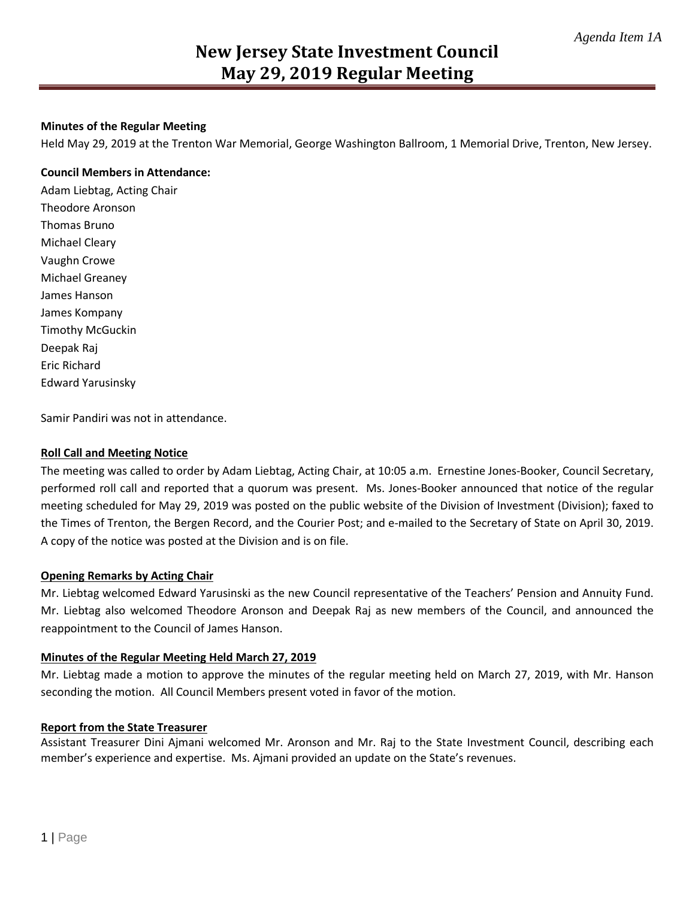*Agenda Item 1A*

# New Jersey State Investment Council
# May 29, 2019 Regular Meeting

**Minutes of the Regular Meeting**

Held May 29, 2019 at the Trenton War Memorial, George Washington Ballroom, 1 Memorial Drive, Trenton, New Jersey.

**Council Members in Attendance:**

Adam Liebtag, Acting Chair
Theodore Aronson
Thomas Bruno
Michael Cleary
Vaughn Crowe
Michael Greaney
James Hanson
James Kompany
Timothy McGuckin
Deepak Raj
Eric Richard
Edward Yarusinsky

Samir Pandiri was not in attendance.

**Roll Call and Meeting Notice**

The meeting was called to order by Adam Liebtag, Acting Chair, at 10:05 a.m. Ernestine Jones-Booker, Council Secretary, performed roll call and reported that a quorum was present. Ms. Jones-Booker announced that notice of the regular meeting scheduled for May 29, 2019 was posted on the public website of the Division of Investment (Division); faxed to the Times of Trenton, the Bergen Record, and the Courier Post; and e-mailed to the Secretary of State on April 30, 2019. A copy of the notice was posted at the Division and is on file.

**Opening Remarks by Acting Chair**

Mr. Liebtag welcomed Edward Yarusinski as the new Council representative of the Teachers' Pension and Annuity Fund. Mr. Liebtag also welcomed Theodore Aronson and Deepak Raj as new members of the Council, and announced the reappointment to the Council of James Hanson.

**Minutes of the Regular Meeting Held March 27, 2019**

Mr. Liebtag made a motion to approve the minutes of the regular meeting held on March 27, 2019, with Mr. Hanson seconding the motion. All Council Members present voted in favor of the motion.

**Report from the State Treasurer**

Assistant Treasurer Dini Ajmani welcomed Mr. Aronson and Mr. Raj to the State Investment Council, describing each member's experience and expertise. Ms. Ajmani provided an update on the State's revenues.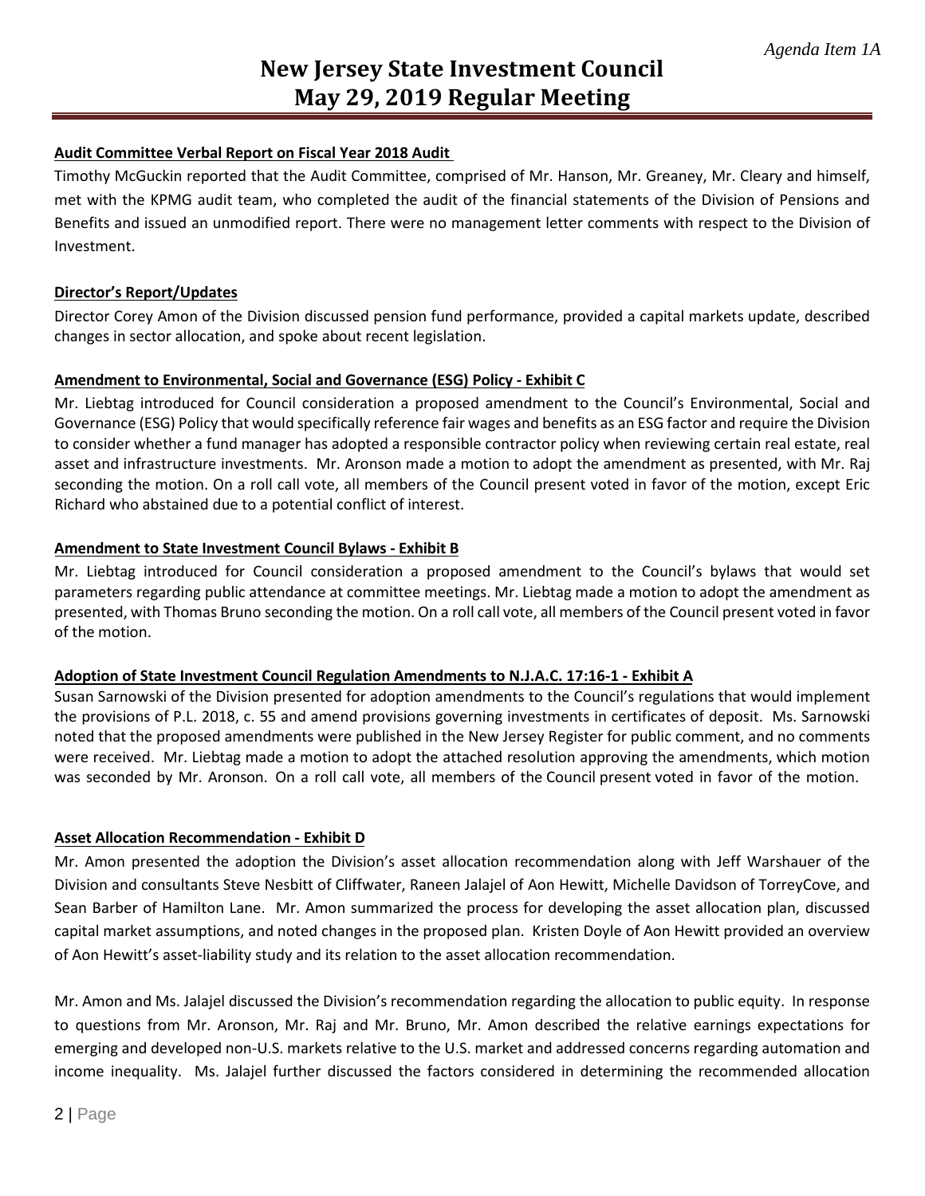**Audit Committee Verbal Report on Fiscal Year 2018 Audit**

Timothy McGuckin reported that the Audit Committee, comprised of Mr. Hanson, Mr. Greaney, Mr. Cleary and himself, met with the KPMG audit team, who completed the audit of the financial statements of the Division of Pensions and Benefits and issued an unmodified report. There were no management letter comments with respect to the Division of Investment.

**Director's Report/Updates**

Director Corey Amon of the Division discussed pension fund performance, provided a capital markets update, described changes in sector allocation, and spoke about recent legislation.

**Amendment to Environmental, Social and Governance (ESG) Policy - Exhibit C**

Mr. Liebtag introduced for Council consideration a proposed amendment to the Council's Environmental, Social and Governance (ESG) Policy that would specifically reference fair wages and benefits as an ESG factor and require the Division to consider whether a fund manager has adopted a responsible contractor policy when reviewing certain real estate, real asset and infrastructure investments. Mr. Aronson made a motion to adopt the amendment as presented, with Mr. Raj seconding the motion. On a roll call vote, all members of the Council present voted in favor of the motion, except Eric Richard who abstained due to a potential conflict of interest.

**Amendment to State Investment Council Bylaws - Exhibit B**

Mr. Liebtag introduced for Council consideration a proposed amendment to the Council's bylaws that would set parameters regarding public attendance at committee meetings. Mr. Liebtag made a motion to adopt the amendment as presented, with Thomas Bruno seconding the motion. On a roll call vote, all members of the Council present voted in favor of the motion.

**Adoption of State Investment Council Regulation Amendments to N.J.A.C. 17:16-1 - Exhibit A**

Susan Sarnowski of the Division presented for adoption amendments to the Council's regulations that would implement the provisions of P.L. 2018, c. 55 and amend provisions governing investments in certificates of deposit. Ms. Sarnowski noted that the proposed amendments were published in the New Jersey Register for public comment, and no comments were received. Mr. Liebtag made a motion to adopt the attached resolution approving the amendments, which motion was seconded by Mr. Aronson. On a roll call vote, all members of the Council present voted in favor of the motion.

**Asset Allocation Recommendation - Exhibit D**

Mr. Amon presented the adoption the Division's asset allocation recommendation along with Jeff Warshauer of the Division and consultants Steve Nesbitt of Cliffwater, Raneen Jalajel of Aon Hewitt, Michelle Davidson of TorreyCove, and Sean Barber of Hamilton Lane. Mr. Amon summarized the process for developing the asset allocation plan, discussed capital market assumptions, and noted changes in the proposed plan. Kristen Doyle of Aon Hewitt provided an overview of Aon Hewitt's asset-liability study and its relation to the asset allocation recommendation.

Mr. Amon and Ms. Jalajel discussed the Division's recommendation regarding the allocation to public equity. In response to questions from Mr. Aronson, Mr. Raj and Mr. Bruno, Mr. Amon described the relative earnings expectations for emerging and developed non-U.S. markets relative to the U.S. market and addressed concerns regarding automation and income inequality. Ms. Jalajel further discussed the factors considered in determining the recommended allocation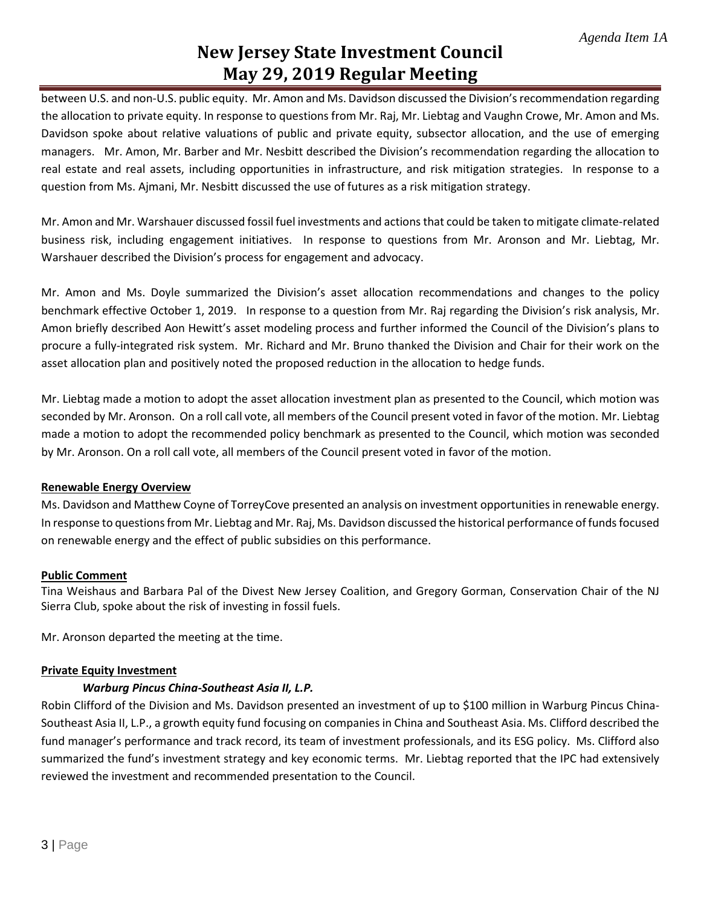between U.S. and non-U.S. public equity. Mr. Amon and Ms. Davidson discussed the Division's recommendation regarding the allocation to private equity. In response to questions from Mr. Raj, Mr. Liebtag and Vaughn Crowe, Mr. Amon and Ms. Davidson spoke about relative valuations of public and private equity, subsector allocation, and the use of emerging managers. Mr. Amon, Mr. Barber and Mr. Nesbitt described the Division's recommendation regarding the allocation to real estate and real assets, including opportunities in infrastructure, and risk mitigation strategies. In response to a question from Ms. Ajmani, Mr. Nesbitt discussed the use of futures as a risk mitigation strategy.

Mr. Amon and Mr. Warshauer discussed fossil fuel investments and actions that could be taken to mitigate climate-related business risk, including engagement initiatives. In response to questions from Mr. Aronson and Mr. Liebtag, Mr. Warshauer described the Division's process for engagement and advocacy.

Mr. Amon and Ms. Doyle summarized the Division's asset allocation recommendations and changes to the policy benchmark effective October 1, 2019. In response to a question from Mr. Raj regarding the Division's risk analysis, Mr. Amon briefly described Aon Hewitt's asset modeling process and further informed the Council of the Division's plans to procure a fully-integrated risk system. Mr. Richard and Mr. Bruno thanked the Division and Chair for their work on the asset allocation plan and positively noted the proposed reduction in the allocation to hedge funds.

Mr. Liebtag made a motion to adopt the asset allocation investment plan as presented to the Council, which motion was seconded by Mr. Aronson. On a roll call vote, all members of the Council present voted in favor of the motion. Mr. Liebtag made a motion to adopt the recommended policy benchmark as presented to the Council, which motion was seconded by Mr. Aronson. On a roll call vote, all members of the Council present voted in favor of the motion.

**Renewable Energy Overview**

Ms. Davidson and Matthew Coyne of TorreyCove presented an analysis on investment opportunities in renewable energy. In response to questions from Mr. Liebtag and Mr. Raj, Ms. Davidson discussed the historical performance of funds focused on renewable energy and the effect of public subsidies on this performance.

**Public Comment**

Tina Weishaus and Barbara Pal of the Divest New Jersey Coalition, and Gregory Gorman, Conservation Chair of the NJ Sierra Club, spoke about the risk of investing in fossil fuels.

Mr. Aronson departed the meeting at the time.

**Private Equity Investment**

***Warburg Pincus China-Southeast Asia II, L.P.***

Robin Clifford of the Division and Ms. Davidson presented an investment of up to $100 million in Warburg Pincus China-Southeast Asia II, L.P., a growth equity fund focusing on companies in China and Southeast Asia. Ms. Clifford described the fund manager's performance and track record, its team of investment professionals, and its ESG policy. Ms. Clifford also summarized the fund's investment strategy and key economic terms. Mr. Liebtag reported that the IPC had extensively reviewed the investment and recommended presentation to the Council.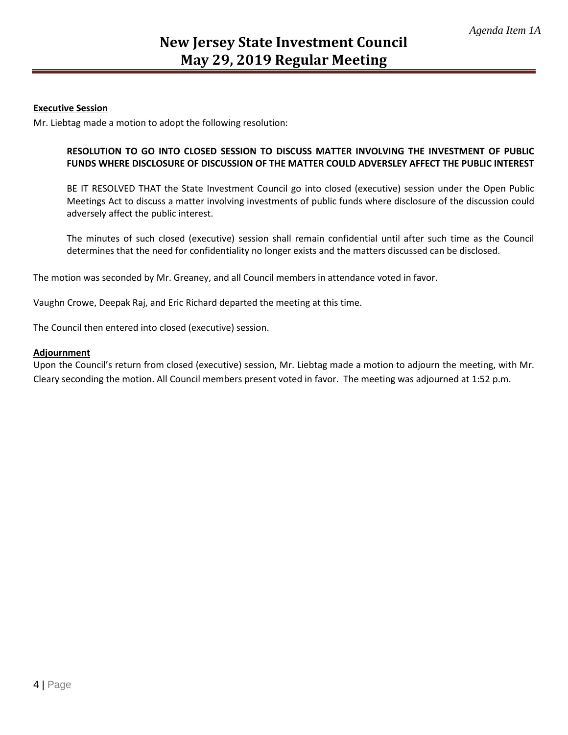#### Executive Session

Mr. Liebtag made a motion to adopt the following resolution:

> **RESOLUTION TO GO INTO CLOSED SESSION TO DISCUSS MATTER INVOLVING THE INVESTMENT OF PUBLIC FUNDS WHERE DISCLOSURE OF DISCUSSION OF THE MATTER COULD ADVERSLEY AFFECT THE PUBLIC INTEREST**
>
> BE IT RESOLVED THAT the State Investment Council go into closed (executive) session under the Open Public Meetings Act to discuss a matter involving investments of public funds where disclosure of the discussion could adversely affect the public interest.
>
> The minutes of such closed (executive) session shall remain confidential until after such time as the Council determines that the need for confidentiality no longer exists and the matters discussed can be disclosed.

The motion was seconded by Mr. Greaney, and all Council members in attendance voted in favor.

Vaughn Crowe, Deepak Raj, and Eric Richard departed the meeting at this time.

The Council then entered into closed (executive) session.

#### Adjournment

Upon the Council's return from closed (executive) session, Mr. Liebtag made a motion to adjourn the meeting, with Mr. Cleary seconding the motion. All Council members present voted in favor. The meeting was adjourned at 1:52 p.m.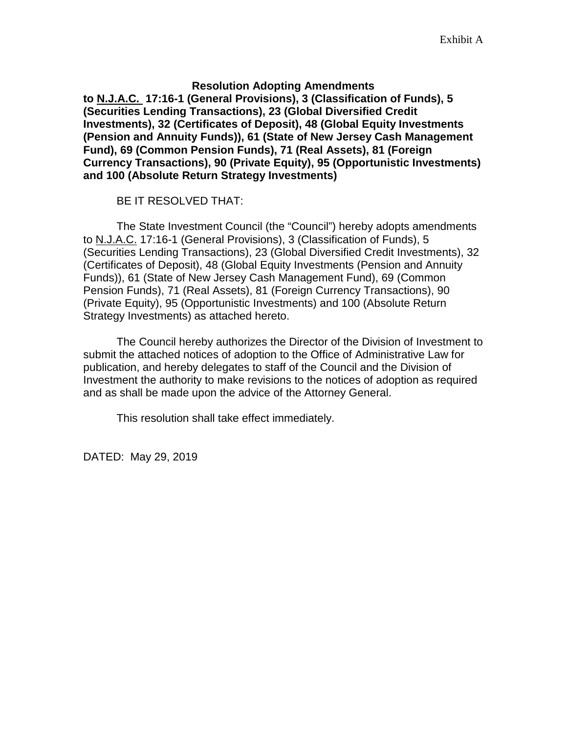Exhibit A

**Resolution Adopting Amendments to N.J.A.C. 17:16-1 (General Provisions), 3 (Classification of Funds), 5 (Securities Lending Transactions), 23 (Global Diversified Credit Investments), 32 (Certificates of Deposit), 48 (Global Equity Investments (Pension and Annuity Funds)), 61 (State of New Jersey Cash Management Fund), 69 (Common Pension Funds), 71 (Real Assets), 81 (Foreign Currency Transactions), 90 (Private Equity), 95 (Opportunistic Investments) and 100 (Absolute Return Strategy Investments)**

BE IT RESOLVED THAT:

The State Investment Council (the "Council") hereby adopts amendments to N.J.A.C. 17:16-1 (General Provisions), 3 (Classification of Funds), 5 (Securities Lending Transactions), 23 (Global Diversified Credit Investments), 32 (Certificates of Deposit), 48 (Global Equity Investments (Pension and Annuity Funds)), 61 (State of New Jersey Cash Management Fund), 69 (Common Pension Funds), 71 (Real Assets), 81 (Foreign Currency Transactions), 90 (Private Equity), 95 (Opportunistic Investments) and 100 (Absolute Return Strategy Investments) as attached hereto.

The Council hereby authorizes the Director of the Division of Investment to submit the attached notices of adoption to the Office of Administrative Law for publication, and hereby delegates to staff of the Council and the Division of Investment the authority to make revisions to the notices of adoption as required and as shall be made upon the advice of the Attorney General.

This resolution shall take effect immediately.

DATED: May 29, 2019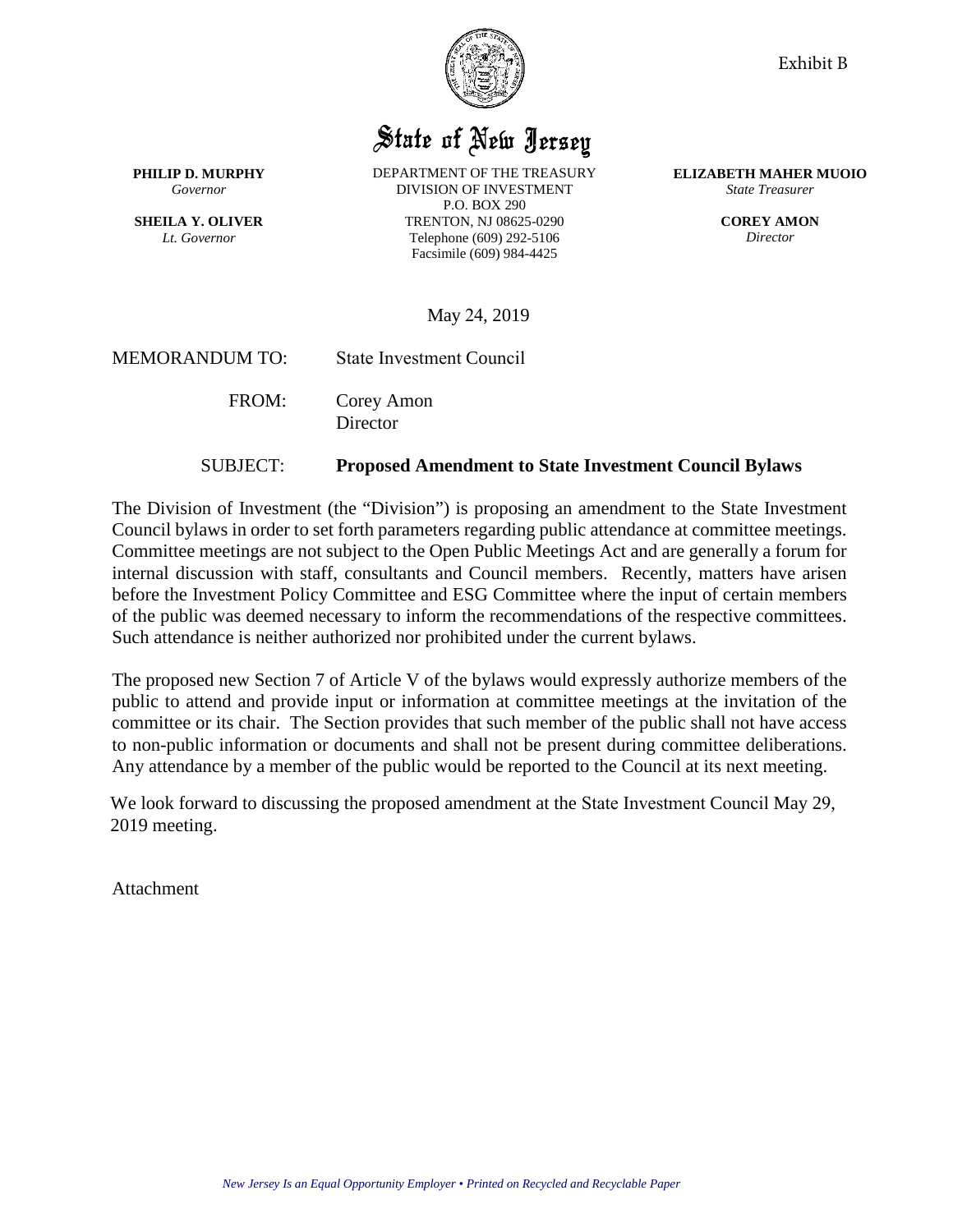Exhibit B

# State of New Jersey

**PHILIP D. MURPHY**
*Governor*

**SHEILA Y. OLIVER**
*Lt. Governor*

DEPARTMENT OF THE TREASURY
DIVISION OF INVESTMENT
P.O. BOX 290
TRENTON, NJ 08625-0290
Telephone (609) 292-5106
Facsimile (609) 984-4425

**ELIZABETH MAHER MUOIO**
*State Treasurer*

**COREY AMON**
*Director*

May 24, 2019

MEMORANDUM TO: State Investment Council

FROM: Corey Amon
Director

SUBJECT: **Proposed Amendment to State Investment Council Bylaws**

The Division of Investment (the "Division") is proposing an amendment to the State Investment Council bylaws in order to set forth parameters regarding public attendance at committee meetings. Committee meetings are not subject to the Open Public Meetings Act and are generally a forum for internal discussion with staff, consultants and Council members. Recently, matters have arisen before the Investment Policy Committee and ESG Committee where the input of certain members of the public was deemed necessary to inform the recommendations of the respective committees. Such attendance is neither authorized nor prohibited under the current bylaws.

The proposed new Section 7 of Article V of the bylaws would expressly authorize members of the public to attend and provide input or information at committee meetings at the invitation of the committee or its chair. The Section provides that such member of the public shall not have access to non-public information or documents and shall not be present during committee deliberations. Any attendance by a member of the public would be reported to the Council at its next meeting.

We look forward to discussing the proposed amendment at the State Investment Council May 29, 2019 meeting.

Attachment

*New Jersey Is an Equal Opportunity Employer • Printed on Recycled and Recyclable Paper*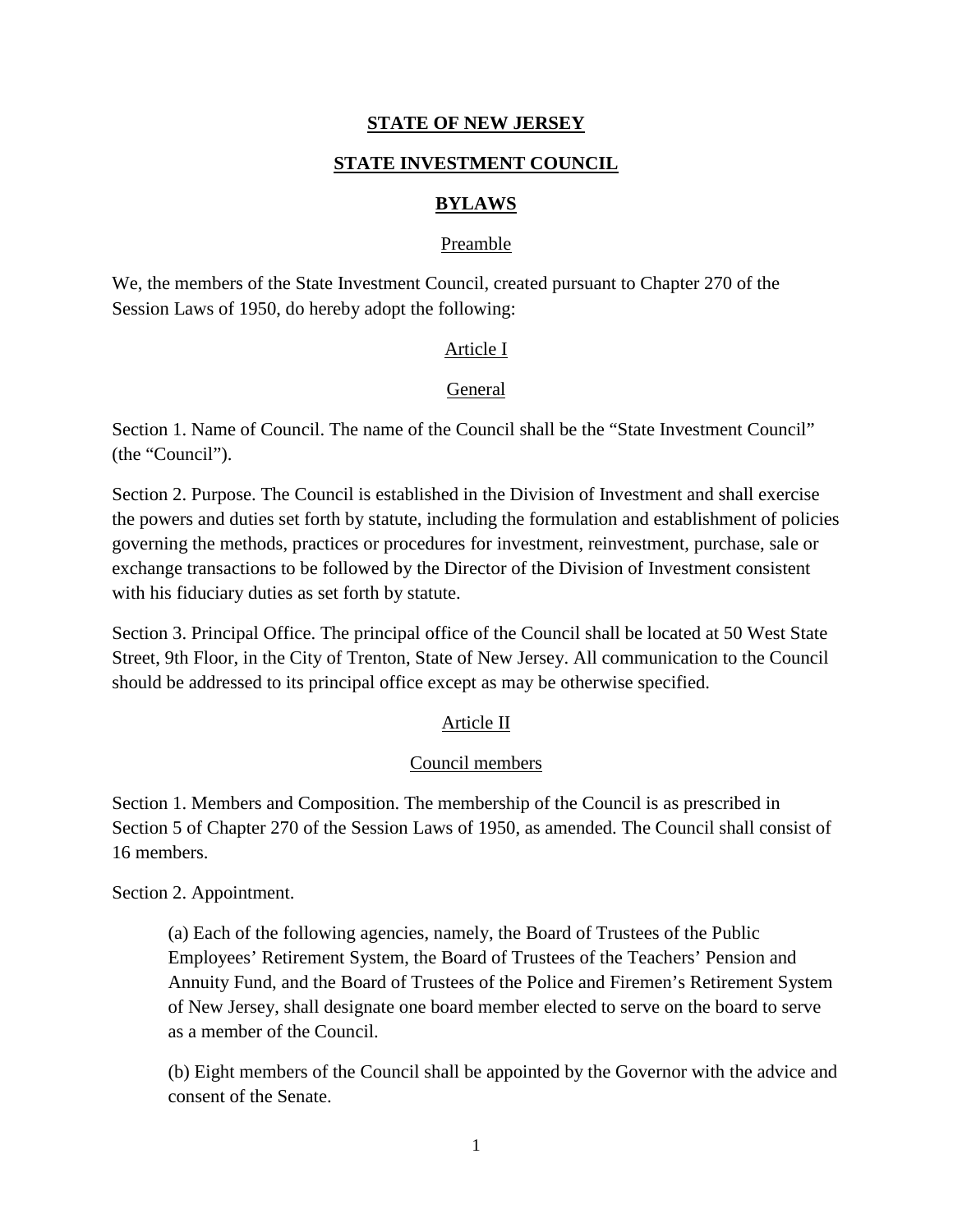# STATE OF NEW JERSEY

## STATE INVESTMENT COUNCIL

## BYLAWS

### Preamble

We, the members of the State Investment Council, created pursuant to Chapter 270 of the Session Laws of 1950, do hereby adopt the following:

### Article I

### General

Section 1. Name of Council. The name of the Council shall be the "State Investment Council" (the "Council").

Section 2. Purpose. The Council is established in the Division of Investment and shall exercise the powers and duties set forth by statute, including the formulation and establishment of policies governing the methods, practices or procedures for investment, reinvestment, purchase, sale or exchange transactions to be followed by the Director of the Division of Investment consistent with his fiduciary duties as set forth by statute.

Section 3. Principal Office. The principal office of the Council shall be located at 50 West State Street, 9th Floor, in the City of Trenton, State of New Jersey. All communication to the Council should be addressed to its principal office except as may be otherwise specified.

### Article II

### Council members

Section 1. Members and Composition. The membership of the Council is as prescribed in Section 5 of Chapter 270 of the Session Laws of 1950, as amended. The Council shall consist of 16 members.

Section 2. Appointment.

(a) Each of the following agencies, namely, the Board of Trustees of the Public Employees' Retirement System, the Board of Trustees of the Teachers' Pension and Annuity Fund, and the Board of Trustees of the Police and Firemen's Retirement System of New Jersey, shall designate one board member elected to serve on the board to serve as a member of the Council.

(b) Eight members of the Council shall be appointed by the Governor with the advice and consent of the Senate.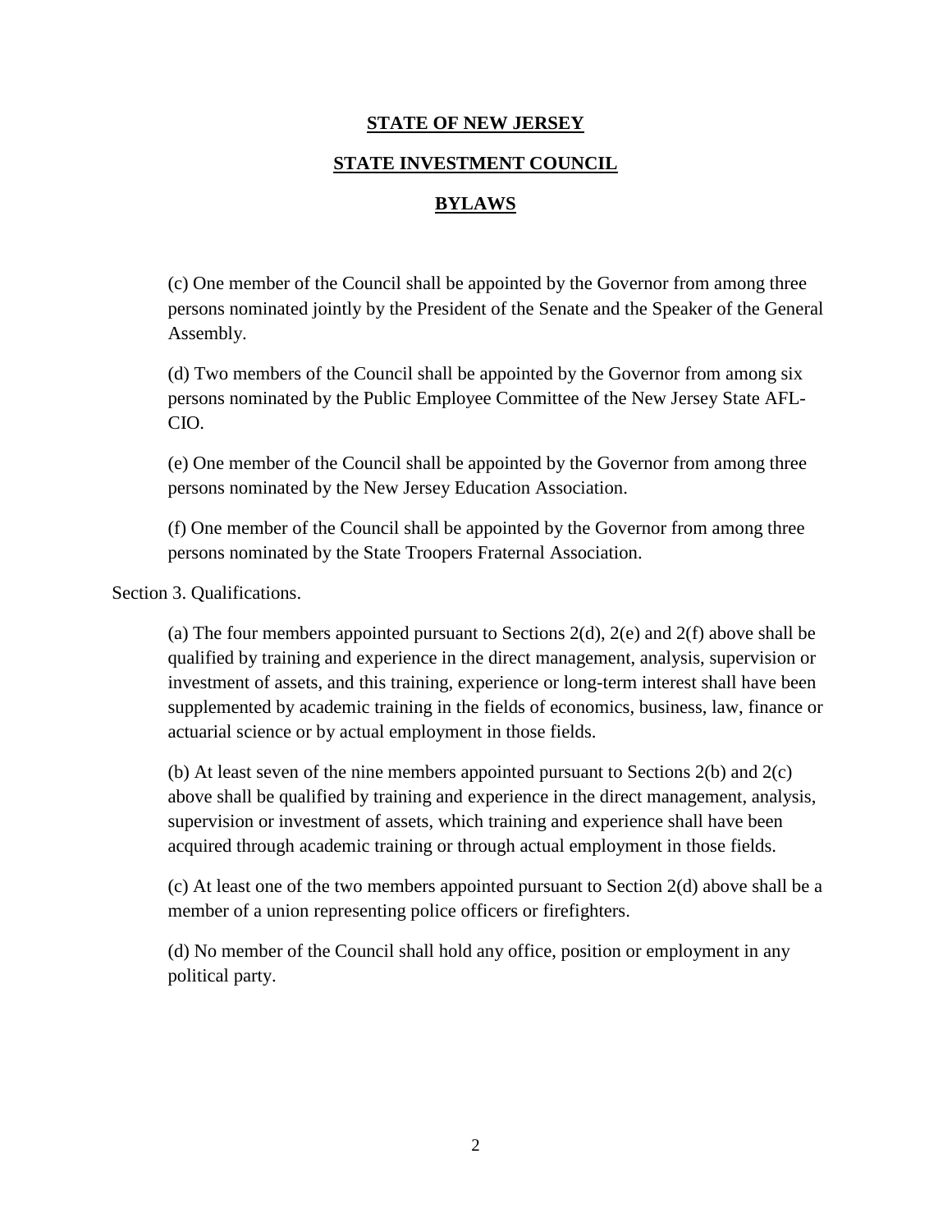**STATE OF NEW JERSEY**

**STATE INVESTMENT COUNCIL**

**BYLAWS**

(c) One member of the Council shall be appointed by the Governor from among three persons nominated jointly by the President of the Senate and the Speaker of the General Assembly.

(d) Two members of the Council shall be appointed by the Governor from among six persons nominated by the Public Employee Committee of the New Jersey State AFL-CIO.

(e) One member of the Council shall be appointed by the Governor from among three persons nominated by the New Jersey Education Association.

(f) One member of the Council shall be appointed by the Governor from among three persons nominated by the State Troopers Fraternal Association.

Section 3. Qualifications.

(a) The four members appointed pursuant to Sections 2(d), 2(e) and 2(f) above shall be qualified by training and experience in the direct management, analysis, supervision or investment of assets, and this training, experience or long-term interest shall have been supplemented by academic training in the fields of economics, business, law, finance or actuarial science or by actual employment in those fields.

(b) At least seven of the nine members appointed pursuant to Sections 2(b) and 2(c) above shall be qualified by training and experience in the direct management, analysis, supervision or investment of assets, which training and experience shall have been acquired through academic training or through actual employment in those fields.

(c) At least one of the two members appointed pursuant to Section 2(d) above shall be a member of a union representing police officers or firefighters.

(d) No member of the Council shall hold any office, position or employment in any political party.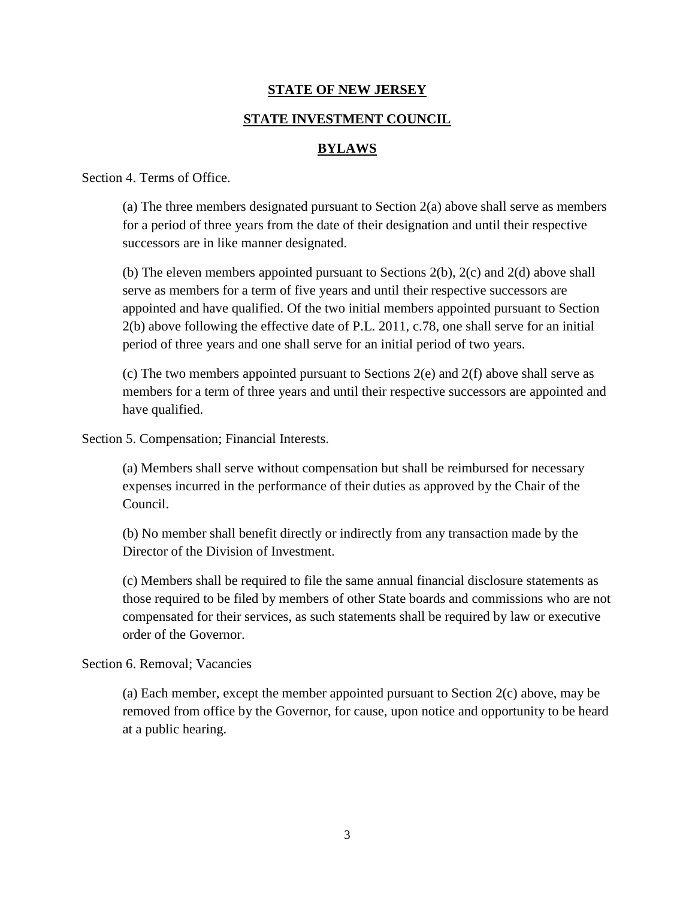**STATE OF NEW JERSEY**

**STATE INVESTMENT COUNCIL**

**BYLAWS**

Section 4. Terms of Office.

(a) The three members designated pursuant to Section 2(a) above shall serve as members for a period of three years from the date of their designation and until their respective successors are in like manner designated.

(b) The eleven members appointed pursuant to Sections 2(b), 2(c) and 2(d) above shall serve as members for a term of five years and until their respective successors are appointed and have qualified. Of the two initial members appointed pursuant to Section 2(b) above following the effective date of P.L. 2011, c.78, one shall serve for an initial period of three years and one shall serve for an initial period of two years.

(c) The two members appointed pursuant to Sections 2(e) and 2(f) above shall serve as members for a term of three years and until their respective successors are appointed and have qualified.

Section 5. Compensation; Financial Interests.

(a) Members shall serve without compensation but shall be reimbursed for necessary expenses incurred in the performance of their duties as approved by the Chair of the Council.

(b) No member shall benefit directly or indirectly from any transaction made by the Director of the Division of Investment.

(c) Members shall be required to file the same annual financial disclosure statements as those required to be filed by members of other State boards and commissions who are not compensated for their services, as such statements shall be required by law or executive order of the Governor.

Section 6. Removal; Vacancies

(a) Each member, except the member appointed pursuant to Section 2(c) above, may be removed from office by the Governor, for cause, upon notice and opportunity to be heard at a public hearing.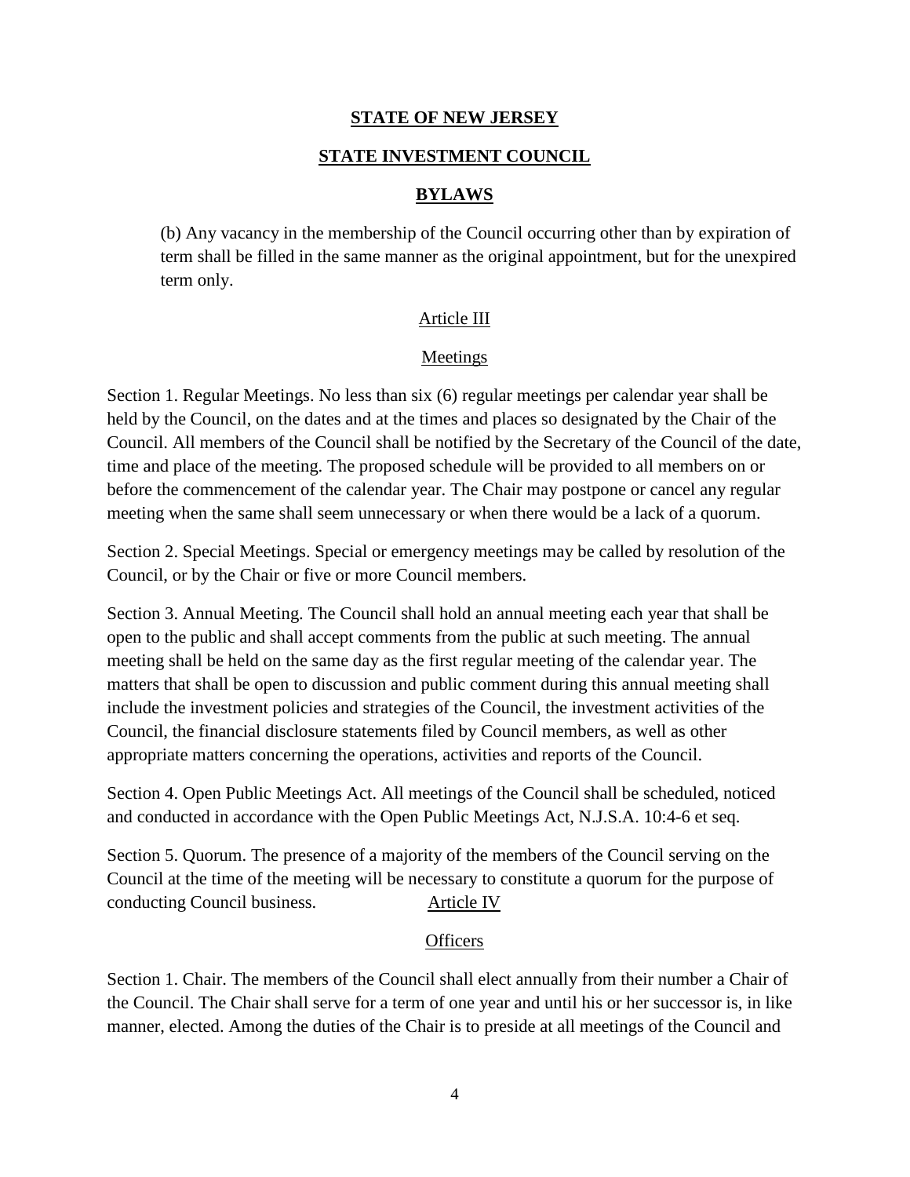(b) Any vacancy in the membership of the Council occurring other than by expiration of term shall be filled in the same manner as the original appointment, but for the unexpired term only.

## Article III

## Meetings

Section 1. Regular Meetings. No less than six (6) regular meetings per calendar year shall be held by the Council, on the dates and at the times and places so designated by the Chair of the Council. All members of the Council shall be notified by the Secretary of the Council of the date, time and place of the meeting. The proposed schedule will be provided to all members on or before the commencement of the calendar year. The Chair may postpone or cancel any regular meeting when the same shall seem unnecessary or when there would be a lack of a quorum.

Section 2. Special Meetings. Special or emergency meetings may be called by resolution of the Council, or by the Chair or five or more Council members.

Section 3. Annual Meeting. The Council shall hold an annual meeting each year that shall be open to the public and shall accept comments from the public at such meeting. The annual meeting shall be held on the same day as the first regular meeting of the calendar year. The matters that shall be open to discussion and public comment during this annual meeting shall include the investment policies and strategies of the Council, the investment activities of the Council, the financial disclosure statements filed by Council members, as well as other appropriate matters concerning the operations, activities and reports of the Council.

Section 4. Open Public Meetings Act. All meetings of the Council shall be scheduled, noticed and conducted in accordance with the Open Public Meetings Act, N.J.S.A. 10:4-6 et seq.

Section 5. Quorum. The presence of a majority of the members of the Council serving on the Council at the time of the meeting will be necessary to constitute a quorum for the purpose of conducting Council business.

## Article IV

## Officers

Section 1. Chair. The members of the Council shall elect annually from their number a Chair of the Council. The Chair shall serve for a term of one year and until his or her successor is, in like manner, elected. Among the duties of the Chair is to preside at all meetings of the Council and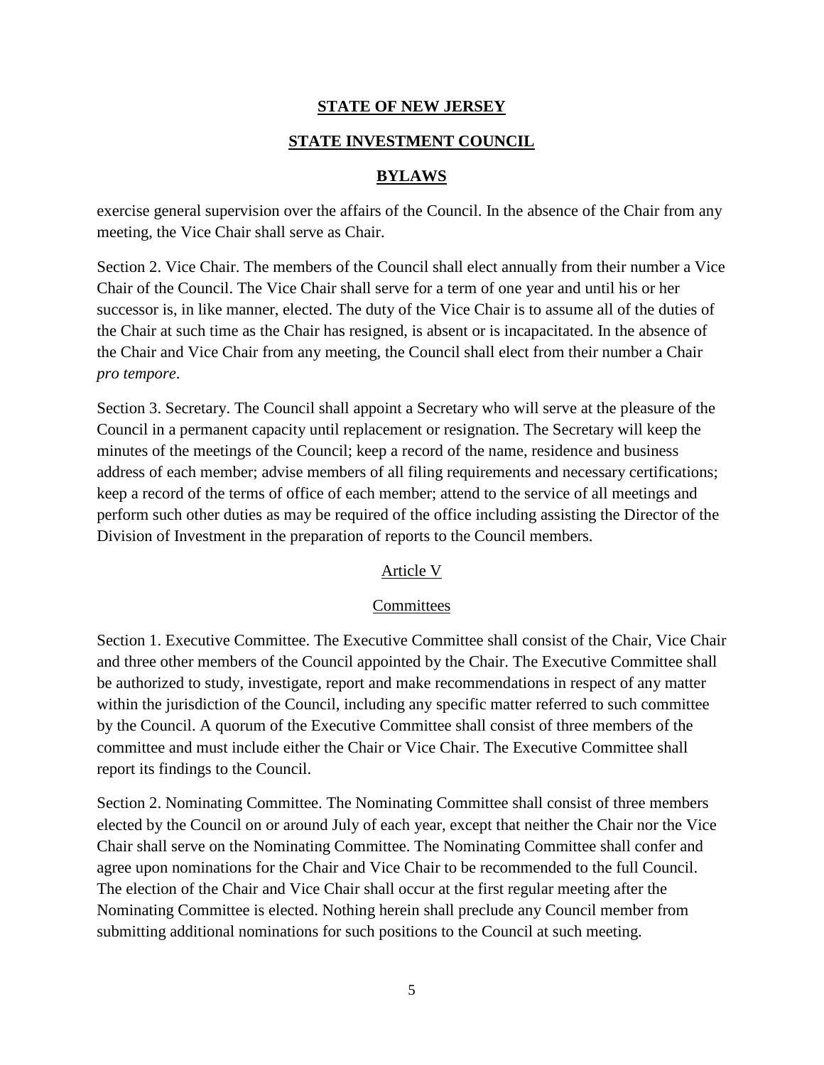exercise general supervision over the affairs of the Council. In the absence of the Chair from any meeting, the Vice Chair shall serve as Chair.

Section 2. Vice Chair. The members of the Council shall elect annually from their number a Vice Chair of the Council. The Vice Chair shall serve for a term of one year and until his or her successor is, in like manner, elected. The duty of the Vice Chair is to assume all of the duties of the Chair at such time as the Chair has resigned, is absent or is incapacitated. In the absence of the Chair and Vice Chair from any meeting, the Council shall elect from their number a Chair *pro tempore*.

Section 3. Secretary. The Council shall appoint a Secretary who will serve at the pleasure of the Council in a permanent capacity until replacement or resignation. The Secretary will keep the minutes of the meetings of the Council; keep a record of the name, residence and business address of each member; advise members of all filing requirements and necessary certifications; keep a record of the terms of office of each member; attend to the service of all meetings and perform such other duties as may be required of the office including assisting the Director of the Division of Investment in the preparation of reports to the Council members.

## Article V

## Committees

Section 1. Executive Committee. The Executive Committee shall consist of the Chair, Vice Chair and three other members of the Council appointed by the Chair. The Executive Committee shall be authorized to study, investigate, report and make recommendations in respect of any matter within the jurisdiction of the Council, including any specific matter referred to such committee by the Council. A quorum of the Executive Committee shall consist of three members of the committee and must include either the Chair or Vice Chair. The Executive Committee shall report its findings to the Council.

Section 2. Nominating Committee. The Nominating Committee shall consist of three members elected by the Council on or around July of each year, except that neither the Chair nor the Vice Chair shall serve on the Nominating Committee. The Nominating Committee shall confer and agree upon nominations for the Chair and Vice Chair to be recommended to the full Council. The election of the Chair and Vice Chair shall occur at the first regular meeting after the Nominating Committee is elected. Nothing herein shall preclude any Council member from submitting additional nominations for such positions to the Council at such meeting.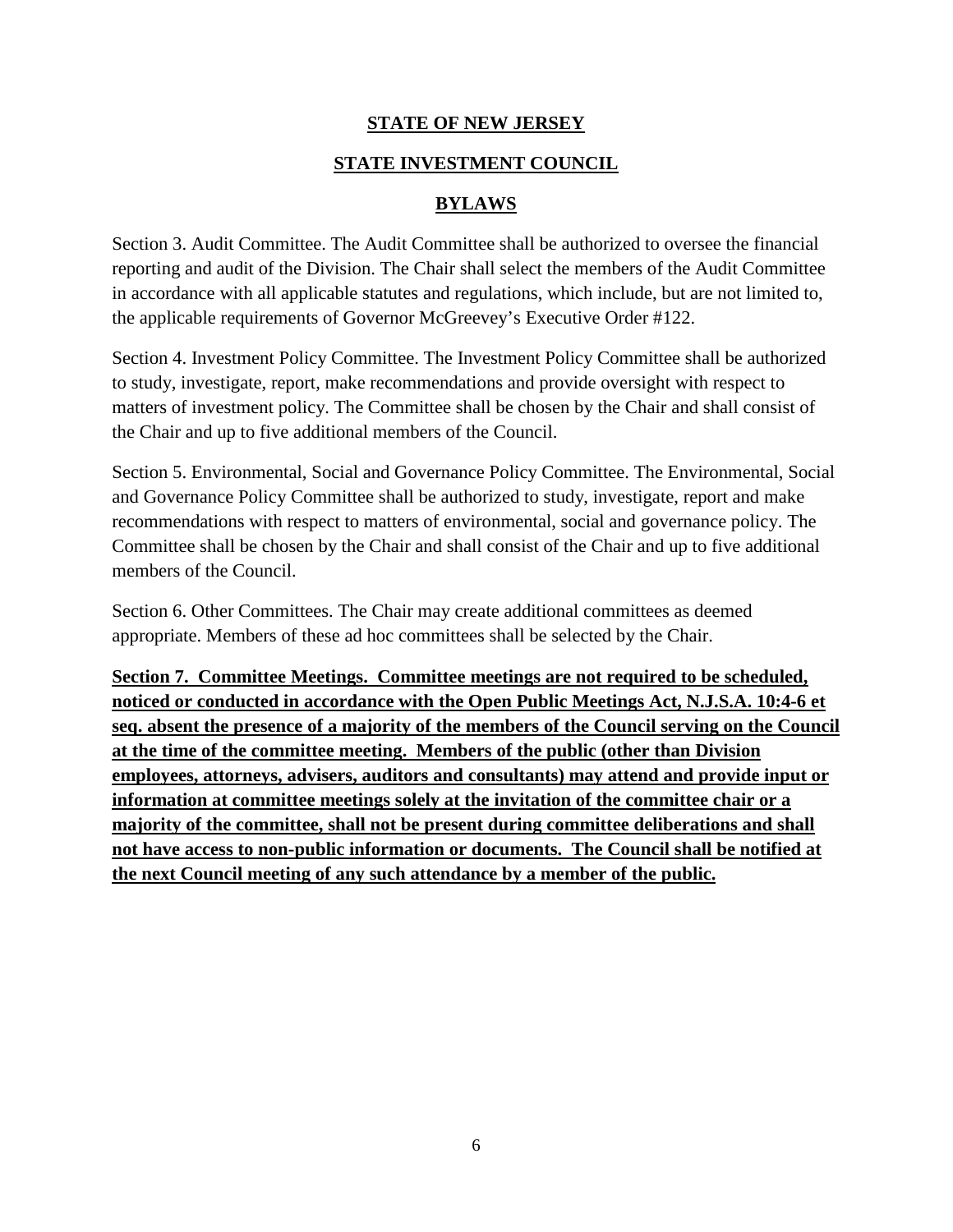**STATE OF NEW JERSEY**

**STATE INVESTMENT COUNCIL**

**BYLAWS**

Section 3. Audit Committee. The Audit Committee shall be authorized to oversee the financial reporting and audit of the Division. The Chair shall select the members of the Audit Committee in accordance with all applicable statutes and regulations, which include, but are not limited to, the applicable requirements of Governor McGreevey's Executive Order #122.

Section 4. Investment Policy Committee. The Investment Policy Committee shall be authorized to study, investigate, report, make recommendations and provide oversight with respect to matters of investment policy. The Committee shall be chosen by the Chair and shall consist of the Chair and up to five additional members of the Council.

Section 5. Environmental, Social and Governance Policy Committee. The Environmental, Social and Governance Policy Committee shall be authorized to study, investigate, report and make recommendations with respect to matters of environmental, social and governance policy. The Committee shall be chosen by the Chair and shall consist of the Chair and up to five additional members of the Council.

Section 6. Other Committees. The Chair may create additional committees as deemed appropriate. Members of these ad hoc committees shall be selected by the Chair.

**Section 7. Committee Meetings. Committee meetings are not required to be scheduled, noticed or conducted in accordance with the Open Public Meetings Act, N.J.S.A. 10:4-6 et seq. absent the presence of a majority of the members of the Council serving on the Council at the time of the committee meeting. Members of the public (other than Division employees, attorneys, advisers, auditors and consultants) may attend and provide input or information at committee meetings solely at the invitation of the committee chair or a majority of the committee, shall not be present during committee deliberations and shall not have access to non-public information or documents. The Council shall be notified at the next Council meeting of any such attendance by a member of the public.**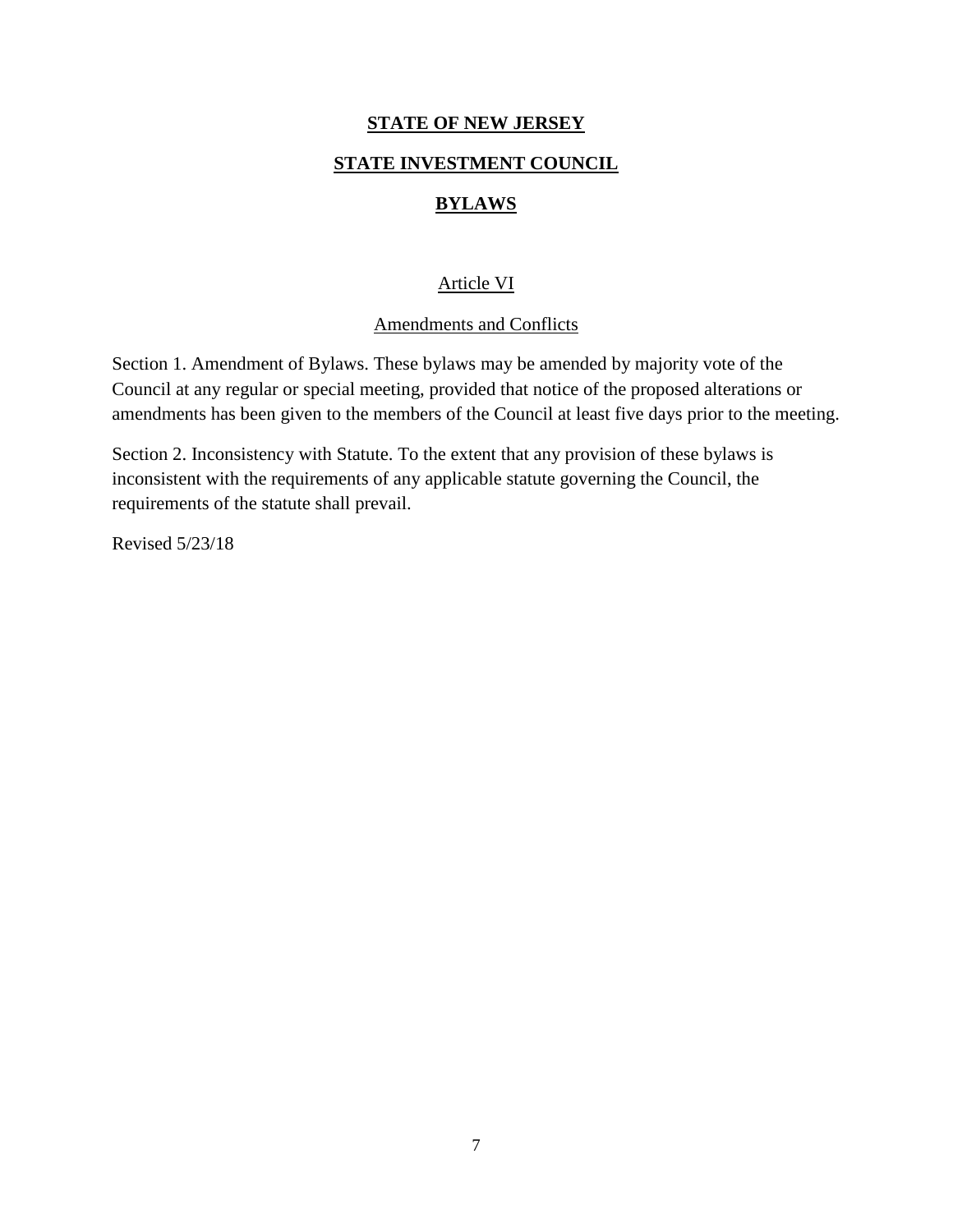**STATE OF NEW JERSEY**

**STATE INVESTMENT COUNCIL**

**BYLAWS**

## Article VI

## Amendments and Conflicts

Section 1. Amendment of Bylaws. These bylaws may be amended by majority vote of the Council at any regular or special meeting, provided that notice of the proposed alterations or amendments has been given to the members of the Council at least five days prior to the meeting.

Section 2. Inconsistency with Statute. To the extent that any provision of these bylaws is inconsistent with the requirements of any applicable statute governing the Council, the requirements of the statute shall prevail.

Revised 5/23/18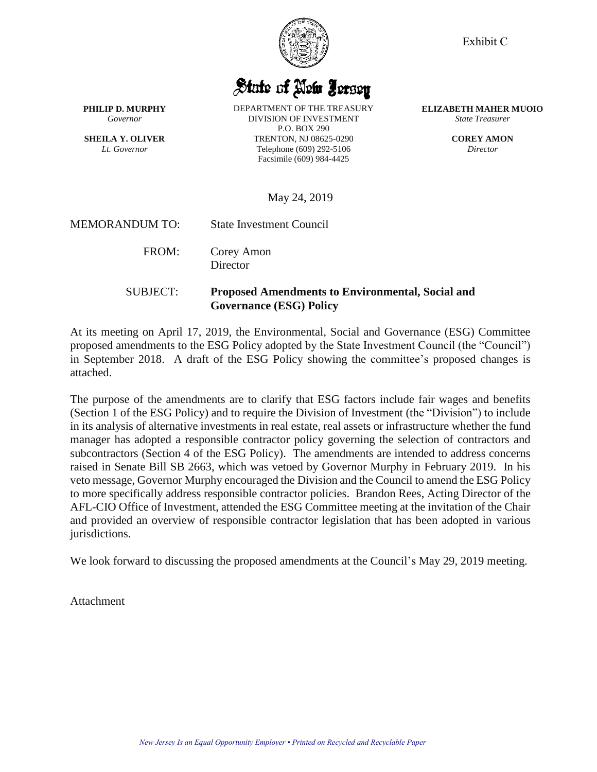Exhibit C

State of New Jersey

**PHILIP D. MURPHY**
*Governor*

**SHEILA Y. OLIVER**
*Lt. Governor*

DEPARTMENT OF THE TREASURY
DIVISION OF INVESTMENT
P.O. BOX 290
TRENTON, NJ 08625-0290
Telephone (609) 292-5106
Facsimile (609) 984-4425

**ELIZABETH MAHER MUOIO**
*State Treasurer*

**COREY AMON**
*Director*

May 24, 2019

MEMORANDUM TO: State Investment Council

FROM: Corey Amon
Director

SUBJECT: **Proposed Amendments to Environmental, Social and Governance (ESG) Policy**

At its meeting on April 17, 2019, the Environmental, Social and Governance (ESG) Committee proposed amendments to the ESG Policy adopted by the State Investment Council (the "Council") in September 2018. A draft of the ESG Policy showing the committee's proposed changes is attached.

The purpose of the amendments are to clarify that ESG factors include fair wages and benefits (Section 1 of the ESG Policy) and to require the Division of Investment (the "Division") to include in its analysis of alternative investments in real estate, real assets or infrastructure whether the fund manager has adopted a responsible contractor policy governing the selection of contractors and subcontractors (Section 4 of the ESG Policy). The amendments are intended to address concerns raised in Senate Bill SB 2663, which was vetoed by Governor Murphy in February 2019. In his veto message, Governor Murphy encouraged the Division and the Council to amend the ESG Policy to more specifically address responsible contractor policies. Brandon Rees, Acting Director of the AFL-CIO Office of Investment, attended the ESG Committee meeting at the invitation of the Chair and provided an overview of responsible contractor legislation that has been adopted in various jurisdictions.

We look forward to discussing the proposed amendments at the Council's May 29, 2019 meeting.

Attachment

*New Jersey Is an Equal Opportunity Employer • Printed on Recycled and Recyclable Paper*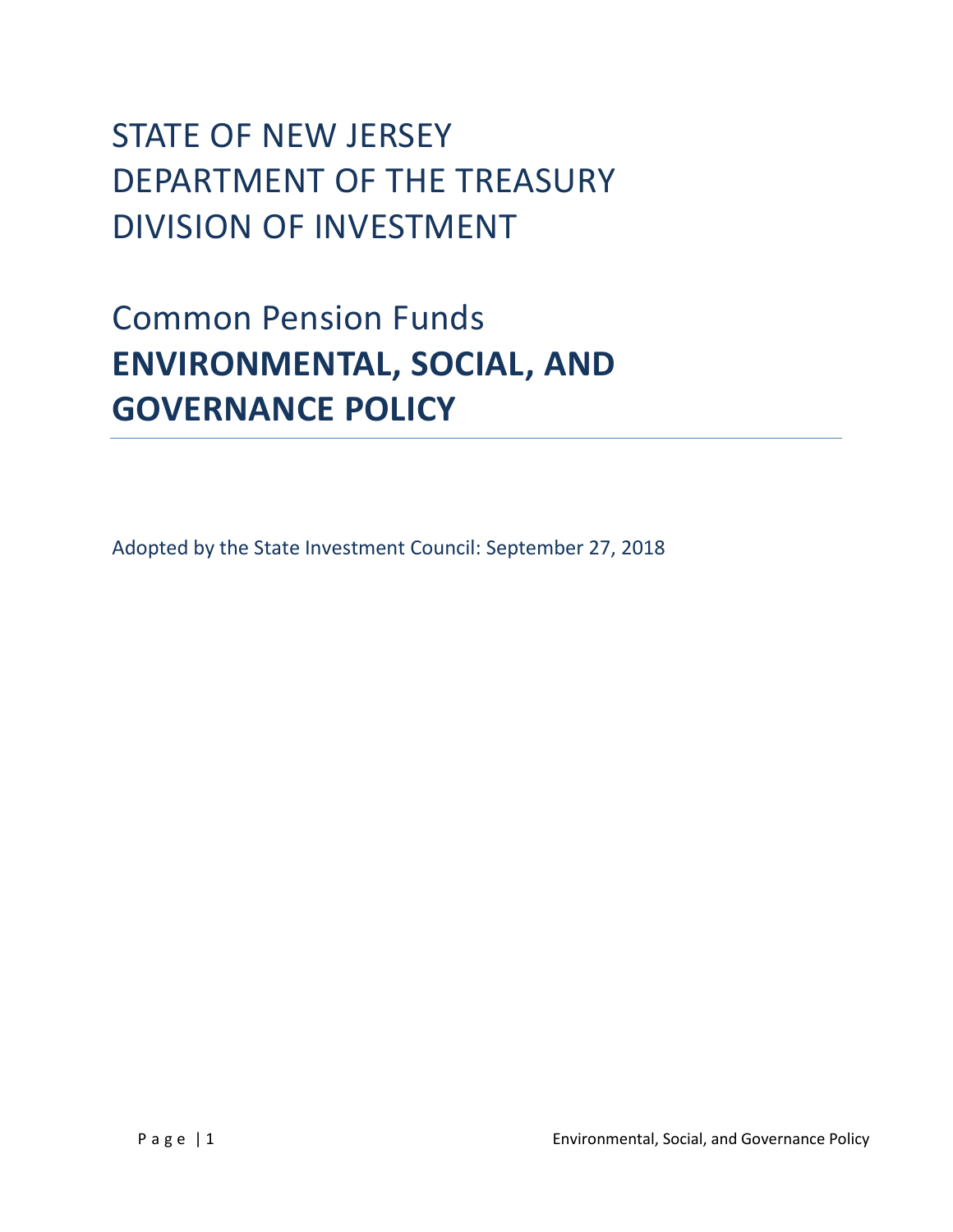# STATE OF NEW JERSEY
# DEPARTMENT OF THE TREASURY
# DIVISION OF INVESTMENT

## Common Pension Funds
## **ENVIRONMENTAL, SOCIAL, AND GOVERNANCE POLICY**

---

Adopted by the State Investment Council: September 27, 2018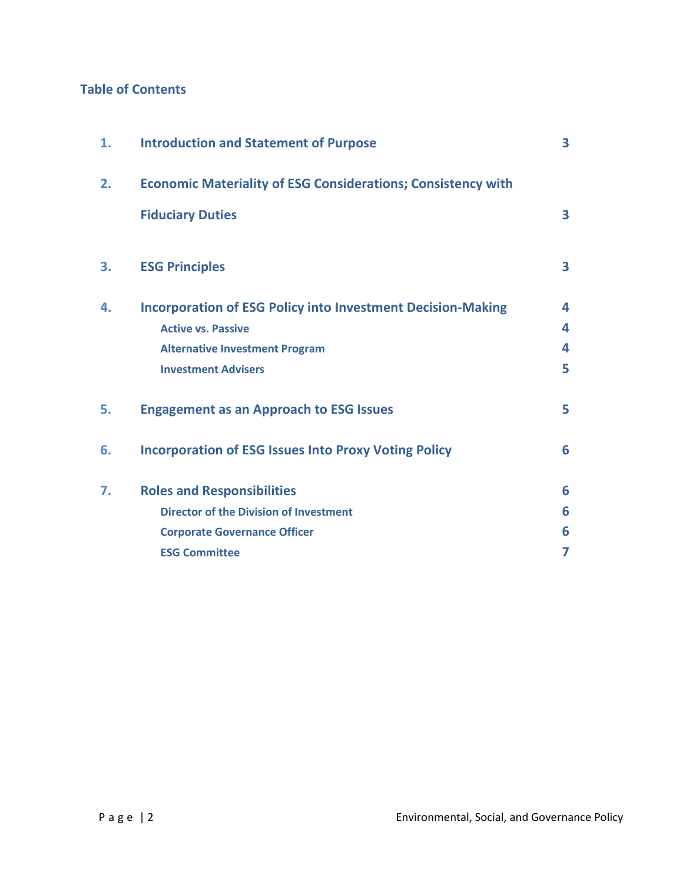## Table of Contents

| | | |
|---|---|---|
| 1. | Introduction and Statement of Purpose | 3 |
| 2. | Economic Materiality of ESG Considerations; Consistency with Fiduciary Duties | 3 |
| 3. | ESG Principles | 3 |
| 4. | Incorporation of ESG Policy into Investment Decision-Making | 4 |
| | Active vs. Passive | 4 |
| | Alternative Investment Program | 4 |
| | Investment Advisers | 5 |
| 5. | Engagement as an Approach to ESG Issues | 5 |
| 6. | Incorporation of ESG Issues Into Proxy Voting Policy | 6 |
| 7. | Roles and Responsibilities | 6 |
| | Director of the Division of Investment | 6 |
| | Corporate Governance Officer | 6 |
| | ESG Committee | 7 |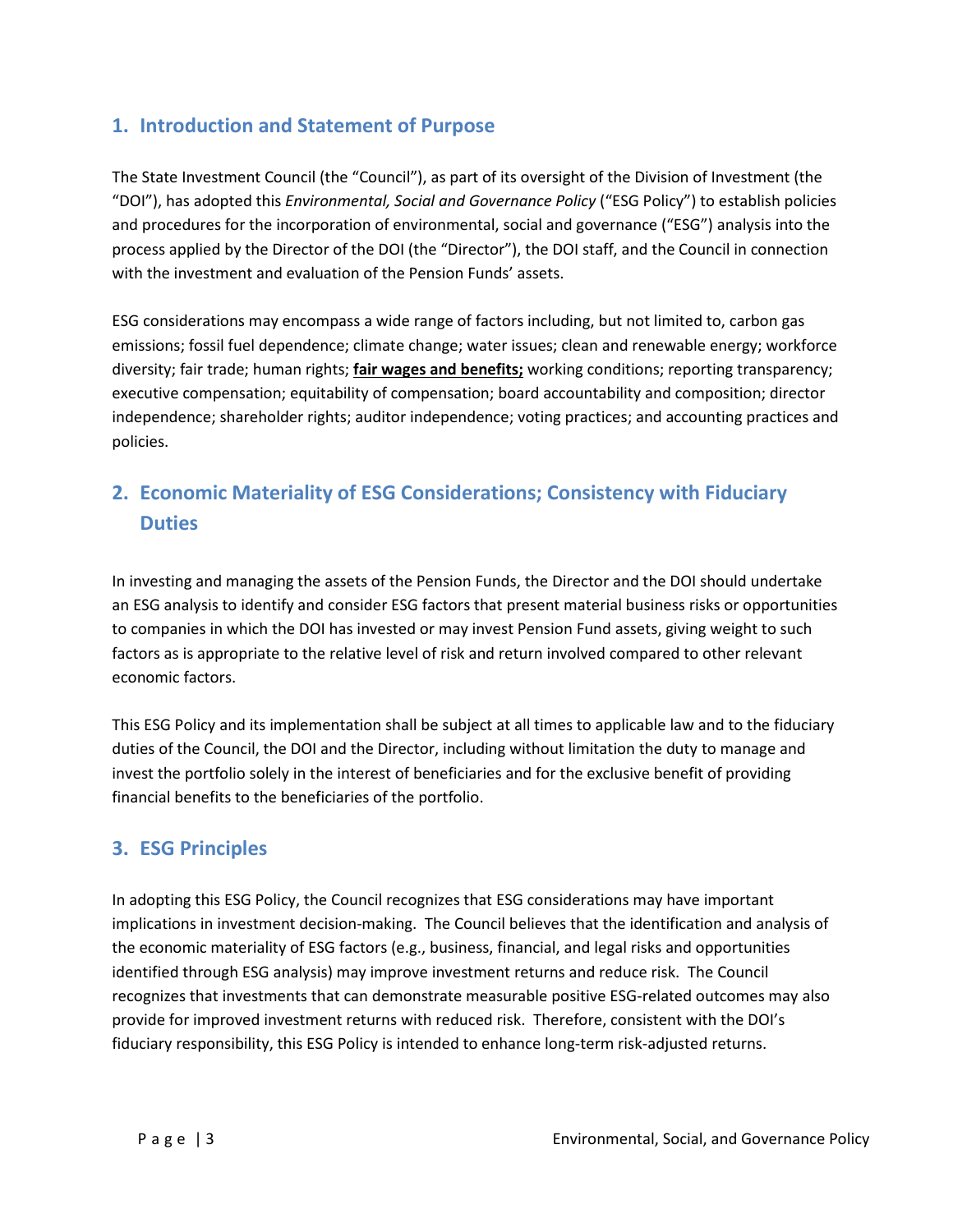## 1. Introduction and Statement of Purpose

The State Investment Council (the "Council"), as part of its oversight of the Division of Investment (the "DOI"), has adopted this *Environmental, Social and Governance Policy* ("ESG Policy") to establish policies and procedures for the incorporation of environmental, social and governance ("ESG") analysis into the process applied by the Director of the DOI (the "Director"), the DOI staff, and the Council in connection with the investment and evaluation of the Pension Funds' assets.

ESG considerations may encompass a wide range of factors including, but not limited to, carbon gas emissions; fossil fuel dependence; climate change; water issues; clean and renewable energy; workforce diversity; fair trade; human rights; **fair wages and benefits;** working conditions; reporting transparency; executive compensation; equitability of compensation; board accountability and composition; director independence; shareholder rights; auditor independence; voting practices; and accounting practices and policies.

## 2. Economic Materiality of ESG Considerations; Consistency with Fiduciary Duties

In investing and managing the assets of the Pension Funds, the Director and the DOI should undertake an ESG analysis to identify and consider ESG factors that present material business risks or opportunities to companies in which the DOI has invested or may invest Pension Fund assets, giving weight to such factors as is appropriate to the relative level of risk and return involved compared to other relevant economic factors.

This ESG Policy and its implementation shall be subject at all times to applicable law and to the fiduciary duties of the Council, the DOI and the Director, including without limitation the duty to manage and invest the portfolio solely in the interest of beneficiaries and for the exclusive benefit of providing financial benefits to the beneficiaries of the portfolio.

## 3. ESG Principles

In adopting this ESG Policy, the Council recognizes that ESG considerations may have important implications in investment decision-making. The Council believes that the identification and analysis of the economic materiality of ESG factors (e.g., business, financial, and legal risks and opportunities identified through ESG analysis) may improve investment returns and reduce risk. The Council recognizes that investments that can demonstrate measurable positive ESG-related outcomes may also provide for improved investment returns with reduced risk. Therefore, consistent with the DOI's fiduciary responsibility, this ESG Policy is intended to enhance long-term risk-adjusted returns.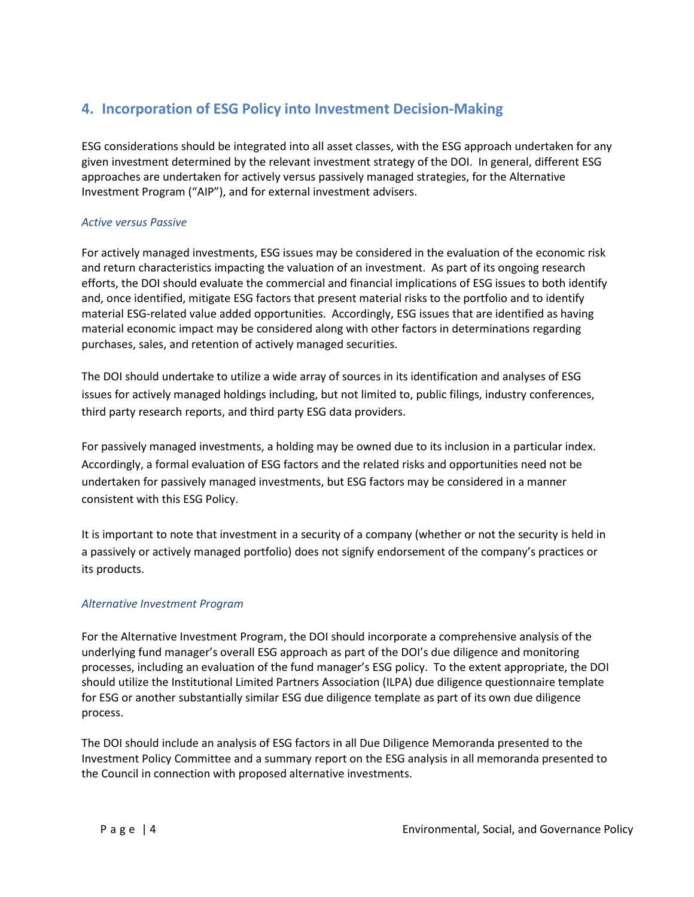## 4. Incorporation of ESG Policy into Investment Decision-Making

ESG considerations should be integrated into all asset classes, with the ESG approach undertaken for any given investment determined by the relevant investment strategy of the DOI. In general, different ESG approaches are undertaken for actively versus passively managed strategies, for the Alternative Investment Program ("AIP"), and for external investment advisers.

### *Active versus Passive*

For actively managed investments, ESG issues may be considered in the evaluation of the economic risk and return characteristics impacting the valuation of an investment. As part of its ongoing research efforts, the DOI should evaluate the commercial and financial implications of ESG issues to both identify and, once identified, mitigate ESG factors that present material risks to the portfolio and to identify material ESG-related value added opportunities. Accordingly, ESG issues that are identified as having material economic impact may be considered along with other factors in determinations regarding purchases, sales, and retention of actively managed securities.

The DOI should undertake to utilize a wide array of sources in its identification and analyses of ESG issues for actively managed holdings including, but not limited to, public filings, industry conferences, third party research reports, and third party ESG data providers.

For passively managed investments, a holding may be owned due to its inclusion in a particular index. Accordingly, a formal evaluation of ESG factors and the related risks and opportunities need not be undertaken for passively managed investments, but ESG factors may be considered in a manner consistent with this ESG Policy.

It is important to note that investment in a security of a company (whether or not the security is held in a passively or actively managed portfolio) does not signify endorsement of the company's practices or its products.

### *Alternative Investment Program*

For the Alternative Investment Program, the DOI should incorporate a comprehensive analysis of the underlying fund manager's overall ESG approach as part of the DOI's due diligence and monitoring processes, including an evaluation of the fund manager's ESG policy. To the extent appropriate, the DOI should utilize the Institutional Limited Partners Association (ILPA) due diligence questionnaire template for ESG or another substantially similar ESG due diligence template as part of its own due diligence process.

The DOI should include an analysis of ESG factors in all Due Diligence Memoranda presented to the Investment Policy Committee and a summary report on the ESG analysis in all memoranda presented to the Council in connection with proposed alternative investments.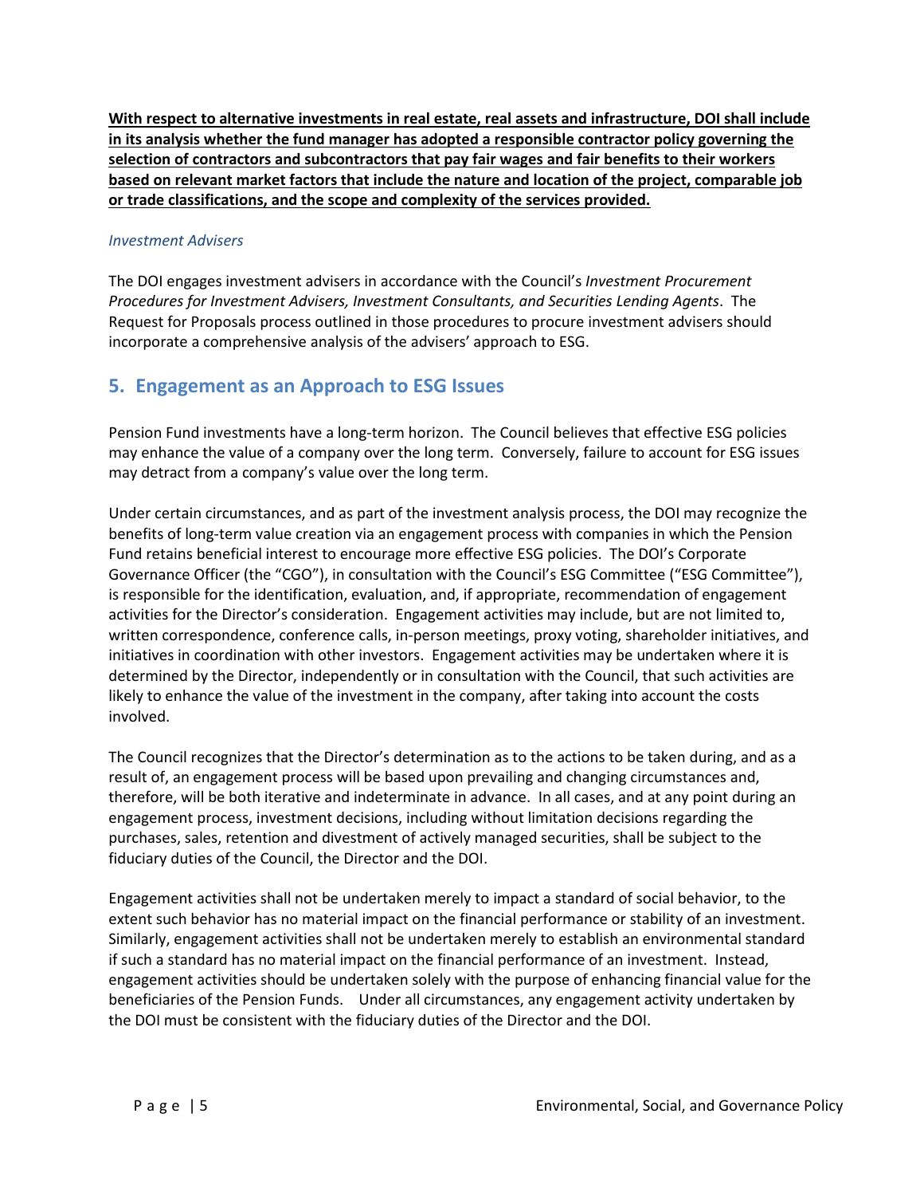**With respect to alternative investments in real estate, real assets and infrastructure, DOI shall include in its analysis whether the fund manager has adopted a responsible contractor policy governing the selection of contractors and subcontractors that pay fair wages and fair benefits to their workers based on relevant market factors that include the nature and location of the project, comparable job or trade classifications, and the scope and complexity of the services provided.**

*Investment Advisers*

The DOI engages investment advisers in accordance with the Council's *Investment Procurement Procedures for Investment Advisers, Investment Consultants, and Securities Lending Agents*. The Request for Proposals process outlined in those procedures to procure investment advisers should incorporate a comprehensive analysis of the advisers' approach to ESG.

## 5. Engagement as an Approach to ESG Issues

Pension Fund investments have a long-term horizon. The Council believes that effective ESG policies may enhance the value of a company over the long term. Conversely, failure to account for ESG issues may detract from a company's value over the long term.

Under certain circumstances, and as part of the investment analysis process, the DOI may recognize the benefits of long-term value creation via an engagement process with companies in which the Pension Fund retains beneficial interest to encourage more effective ESG policies. The DOI's Corporate Governance Officer (the "CGO"), in consultation with the Council's ESG Committee ("ESG Committee"), is responsible for the identification, evaluation, and, if appropriate, recommendation of engagement activities for the Director's consideration. Engagement activities may include, but are not limited to, written correspondence, conference calls, in-person meetings, proxy voting, shareholder initiatives, and initiatives in coordination with other investors. Engagement activities may be undertaken where it is determined by the Director, independently or in consultation with the Council, that such activities are likely to enhance the value of the investment in the company, after taking into account the costs involved.

The Council recognizes that the Director's determination as to the actions to be taken during, and as a result of, an engagement process will be based upon prevailing and changing circumstances and, therefore, will be both iterative and indeterminate in advance. In all cases, and at any point during an engagement process, investment decisions, including without limitation decisions regarding the purchases, sales, retention and divestment of actively managed securities, shall be subject to the fiduciary duties of the Council, the Director and the DOI.

Engagement activities shall not be undertaken merely to impact a standard of social behavior, to the extent such behavior has no material impact on the financial performance or stability of an investment. Similarly, engagement activities shall not be undertaken merely to establish an environmental standard if such a standard has no material impact on the financial performance of an investment. Instead, engagement activities should be undertaken solely with the purpose of enhancing financial value for the beneficiaries of the Pension Funds. Under all circumstances, any engagement activity undertaken by the DOI must be consistent with the fiduciary duties of the Director and the DOI.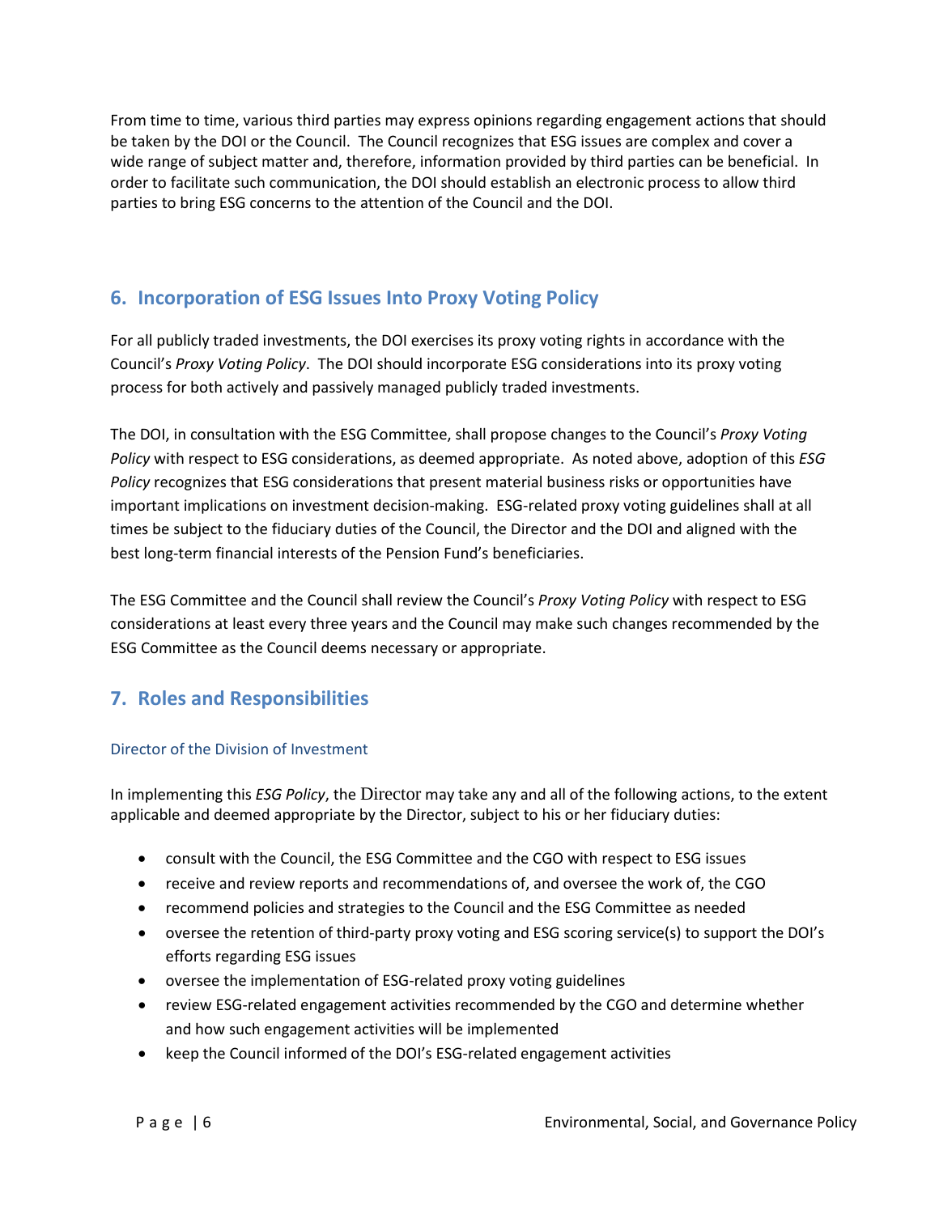From time to time, various third parties may express opinions regarding engagement actions that should be taken by the DOI or the Council. The Council recognizes that ESG issues are complex and cover a wide range of subject matter and, therefore, information provided by third parties can be beneficial. In order to facilitate such communication, the DOI should establish an electronic process to allow third parties to bring ESG concerns to the attention of the Council and the DOI.

## 6. Incorporation of ESG Issues Into Proxy Voting Policy

For all publicly traded investments, the DOI exercises its proxy voting rights in accordance with the Council's *Proxy Voting Policy*. The DOI should incorporate ESG considerations into its proxy voting process for both actively and passively managed publicly traded investments.

The DOI, in consultation with the ESG Committee, shall propose changes to the Council's *Proxy Voting Policy* with respect to ESG considerations, as deemed appropriate. As noted above, adoption of this *ESG Policy* recognizes that ESG considerations that present material business risks or opportunities have important implications on investment decision-making. ESG-related proxy voting guidelines shall at all times be subject to the fiduciary duties of the Council, the Director and the DOI and aligned with the best long-term financial interests of the Pension Fund's beneficiaries.

The ESG Committee and the Council shall review the Council's *Proxy Voting Policy* with respect to ESG considerations at least every three years and the Council may make such changes recommended by the ESG Committee as the Council deems necessary or appropriate.

## 7. Roles and Responsibilities

### Director of the Division of Investment

In implementing this *ESG Policy*, the Director may take any and all of the following actions, to the extent applicable and deemed appropriate by the Director, subject to his or her fiduciary duties:

- consult with the Council, the ESG Committee and the CGO with respect to ESG issues
- receive and review reports and recommendations of, and oversee the work of, the CGO
- recommend policies and strategies to the Council and the ESG Committee as needed
- oversee the retention of third-party proxy voting and ESG scoring service(s) to support the DOI's efforts regarding ESG issues
- oversee the implementation of ESG-related proxy voting guidelines
- review ESG-related engagement activities recommended by the CGO and determine whether and how such engagement activities will be implemented
- keep the Council informed of the DOI's ESG-related engagement activities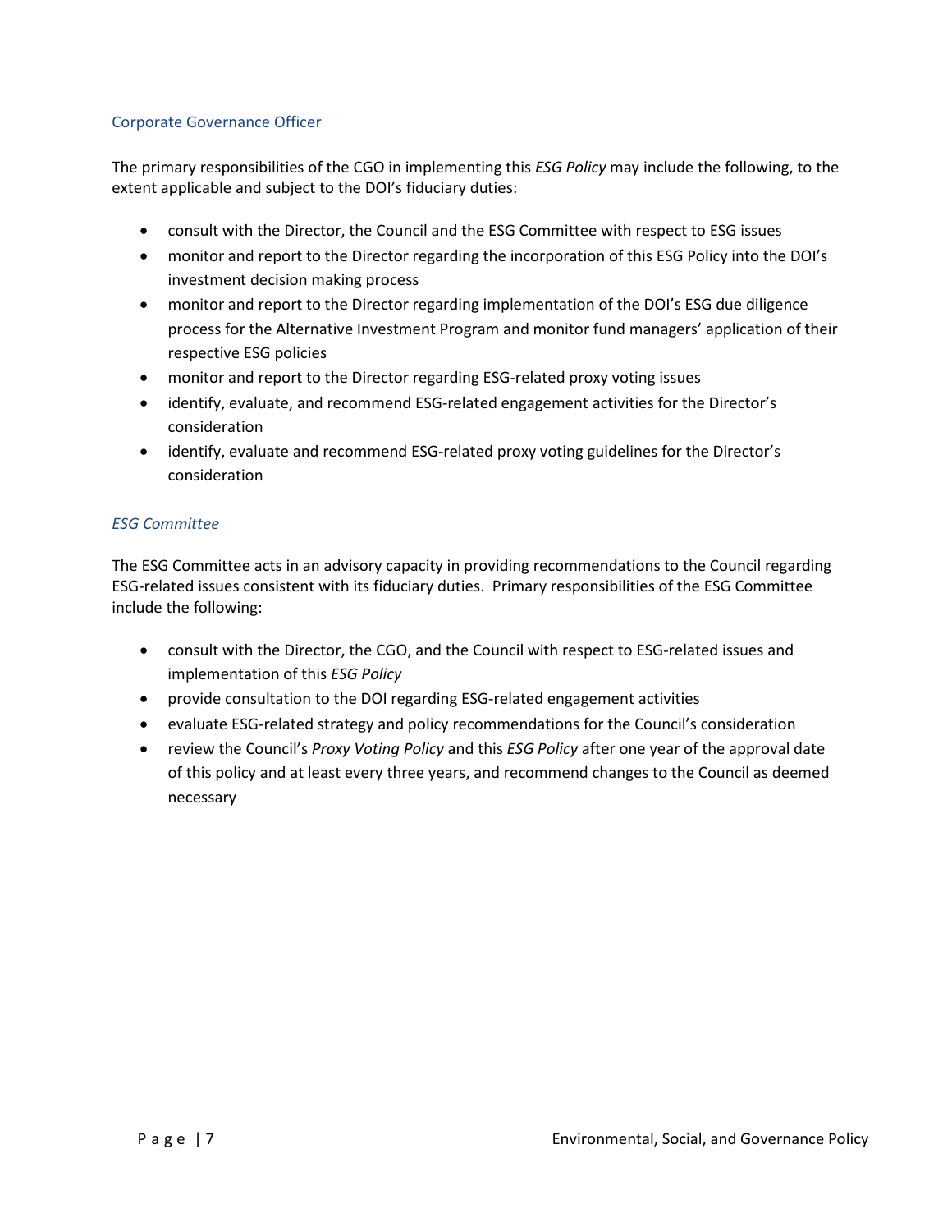### Corporate Governance Officer

The primary responsibilities of the CGO in implementing this *ESG Policy* may include the following, to the extent applicable and subject to the DOI's fiduciary duties:

- consult with the Director, the Council and the ESG Committee with respect to ESG issues
- monitor and report to the Director regarding the incorporation of this ESG Policy into the DOI's investment decision making process
- monitor and report to the Director regarding implementation of the DOI's ESG due diligence process for the Alternative Investment Program and monitor fund managers' application of their respective ESG policies
- monitor and report to the Director regarding ESG-related proxy voting issues
- identify, evaluate, and recommend ESG-related engagement activities for the Director's consideration
- identify, evaluate and recommend ESG-related proxy voting guidelines for the Director's consideration

### *ESG Committee*

The ESG Committee acts in an advisory capacity in providing recommendations to the Council regarding ESG-related issues consistent with its fiduciary duties. Primary responsibilities of the ESG Committee include the following:

- consult with the Director, the CGO, and the Council with respect to ESG-related issues and implementation of this *ESG Policy*
- provide consultation to the DOI regarding ESG-related engagement activities
- evaluate ESG-related strategy and policy recommendations for the Council's consideration
- review the Council's *Proxy Voting Policy* and this *ESG Policy* after one year of the approval date of this policy and at least every three years, and recommend changes to the Council as deemed necessary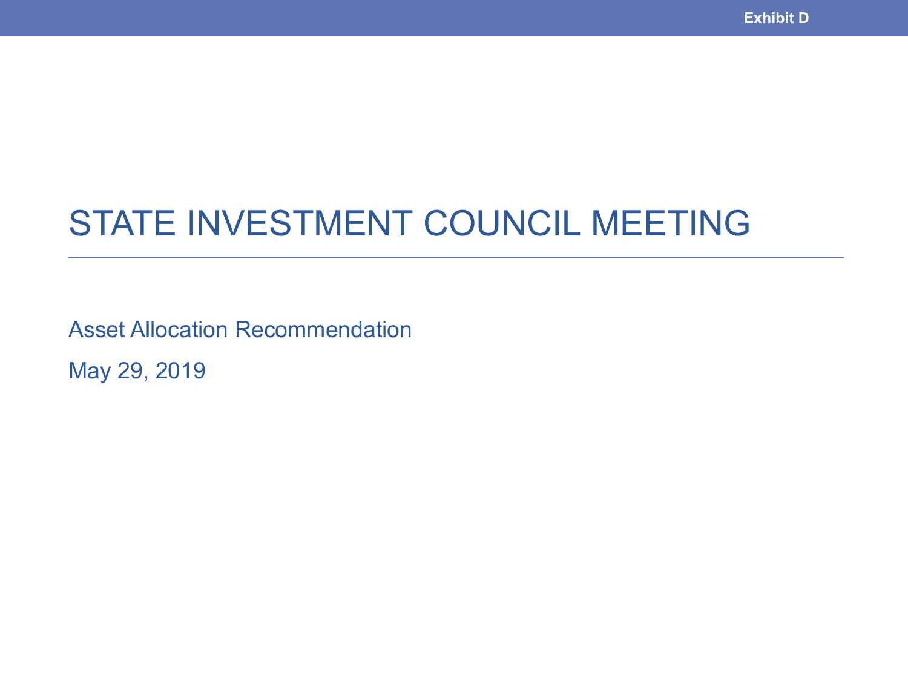Exhibit D

# STATE INVESTMENT COUNCIL MEETING

Asset Allocation Recommendation

May 29, 2019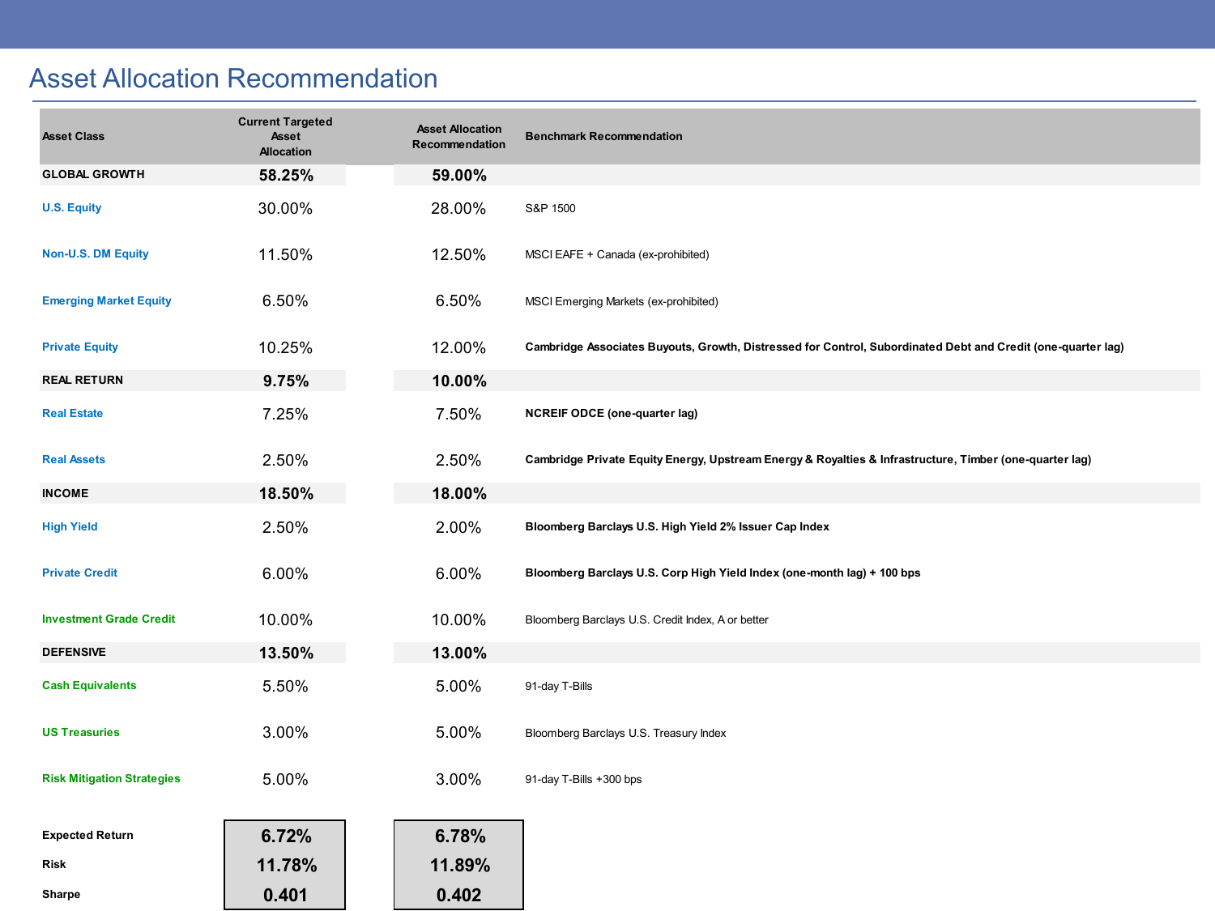# Asset Allocation Recommendation

| Asset Class | Current Targeted Asset Allocation | Asset Allocation Recommendation | Benchmark Recommendation |
|---|---|---|---|
| **GLOBAL GROWTH** | **58.25%** | **59.00%** | |
| U.S. Equity | 30.00% | 28.00% | S&P 1500 |
| Non-U.S. DM Equity | 11.50% | 12.50% | MSCI EAFE + Canada (ex-prohibited) |
| Emerging Market Equity | 6.50% | 6.50% | MSCI Emerging Markets (ex-prohibited) |
| Private Equity | 10.25% | 12.00% | **Cambridge Associates Buyouts, Growth, Distressed for Control, Subordinated Debt and Credit (one-quarter lag)** |
| **REAL RETURN** | **9.75%** | **10.00%** | |
| Real Estate | 7.25% | 7.50% | **NCREIF ODCE (one-quarter lag)** |
| Real Assets | 2.50% | 2.50% | **Cambridge Private Equity Energy, Upstream Energy & Royalties & Infrastructure, Timber (one-quarter lag)** |
| **INCOME** | **18.50%** | **18.00%** | |
| High Yield | 2.50% | 2.00% | **Bloomberg Barclays U.S. High Yield 2% Issuer Cap Index** |
| Private Credit | 6.00% | 6.00% | **Bloomberg Barclays U.S. Corp High Yield Index (one-month lag) + 100 bps** |
| Investment Grade Credit | 10.00% | 10.00% | Bloomberg Barclays U.S. Credit Index, A or better |
| **DEFENSIVE** | **13.50%** | **13.00%** | |
| Cash Equivalents | 5.50% | 5.00% | 91-day T-Bills |
| US Treasuries | 3.00% | 5.00% | Bloomberg Barclays U.S. Treasury Index |
| Risk Mitigation Strategies | 5.00% | 3.00% | 91-day T-Bills +300 bps |
| **Expected Return** | **6.72%** | **6.78%** | |
| **Risk** | **11.78%** | **11.89%** | |
| **Sharpe** | **0.401** | **0.402** | |